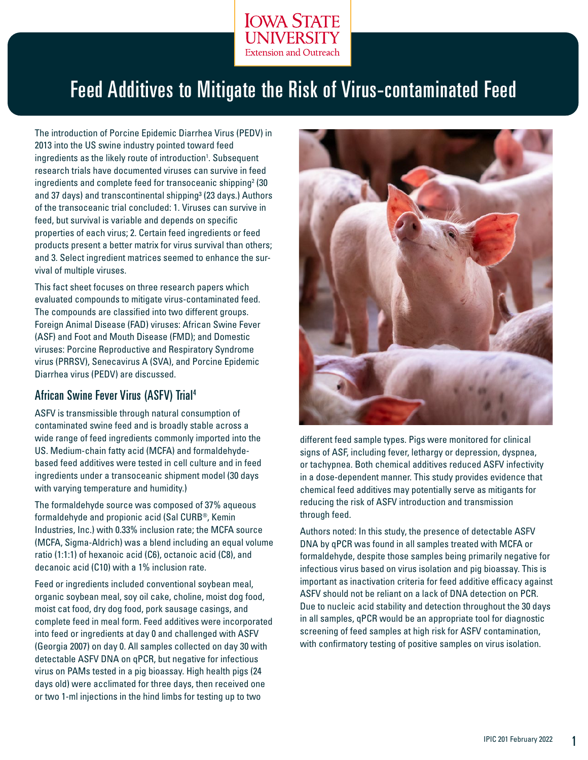# Feed Additives to Mitigate the Risk of Virus-contaminated Feed

The introduction of Porcine Epidemic Diarrhea Virus (PEDV) in 2013 into the US swine industry pointed toward feed ingredients as the likely route of introduction[1]. Subsequent research trials have documented viruses can survive in feed ingredients and complete feed for transoceanic shipping[2] (30 and 37 days) and transcontinental shipping[3] (23 days.) Authors of the transoceanic trial concluded: 1. Viruses can survive in feed, but survival is variable and depends on specific properties of each virus; 2. Certain feed ingredients or feed products present a better matrix for virus survival than others; and 3. Select ingredient matrices seemed to enhance the survival of multiple viruses.

This fact sheet focuses on three research papers which evaluated compounds to mitigate virus-contaminated feed. The compounds are classified into two different groups. Foreign Animal Disease (FAD) viruses: African Swine Fever (ASF) and Foot and Mouth Disease (FMD); and Domestic viruses: Porcine Reproductive and Respiratory Syndrome virus (PRRSV), Senecavirus A (SVA), and Porcine Epidemic Diarrhea virus (PEDV) are discussed.

## African Swine Fever Virus (ASFV) Trial[4]

ASFV is transmissible through natural consumption of contaminated swine feed and is broadly stable across a wide range of feed ingredients commonly imported into the US. Medium-chain fatty acid (MCFA) and formaldehyde-based feed additives were tested in cell culture and in feed ingredients under a transoceanic shipment model (30 days with varying temperature and humidity.)

The formaldehyde source was composed of 37% aqueous formaldehyde and propionic acid (Sal CURB®, Kemin Industries, Inc.) with 0.33% inclusion rate; the MCFA source (MCFA, Sigma-Aldrich) was a blend including an equal volume ratio (1:1:1) of hexanoic acid (C6), octanoic acid (C8), and decanoic acid (C10) with a 1% inclusion rate.

Feed or ingredients included conventional soybean meal, organic soybean meal, soy oil cake, choline, moist dog food, moist cat food, dry dog food, pork sausage casings, and complete feed in meal form. Feed additives were incorporated into feed or ingredients at day 0 and challenged with ASFV (Georgia 2007) on day 0. All samples collected on day 30 with detectable ASFV DNA on qPCR, but negative for infectious virus on PAMs tested in a pig bioassay. High health pigs (24 days old) were acclimated for three days, then received one or two 1-ml injections in the hind limbs for testing up to two different feed sample types. Pigs were monitored for clinical signs of ASF, including fever, lethargy or depression, dyspnea, or tachypnea. Both chemical additives reduced ASFV infectivity in a dose-dependent manner. This study provides evidence that chemical feed additives may potentially serve as mitigants for reducing the risk of ASFV introduction and transmission through feed.

Authors noted: In this study, the presence of detectable ASFV DNA by qPCR was found in all samples treated with MCFA or formaldehyde, despite those samples being primarily negative for infectious virus based on virus isolation and pig bioassay. This is important as inactivation criteria for feed additive efficacy against ASFV should not be reliant on a lack of DNA detection on PCR. Due to nucleic acid stability and detection throughout the 30 days in all samples, qPCR would be an appropriate tool for diagnostic screening of feed samples at high risk for ASFV contamination, with confirmatory testing of positive samples on virus isolation.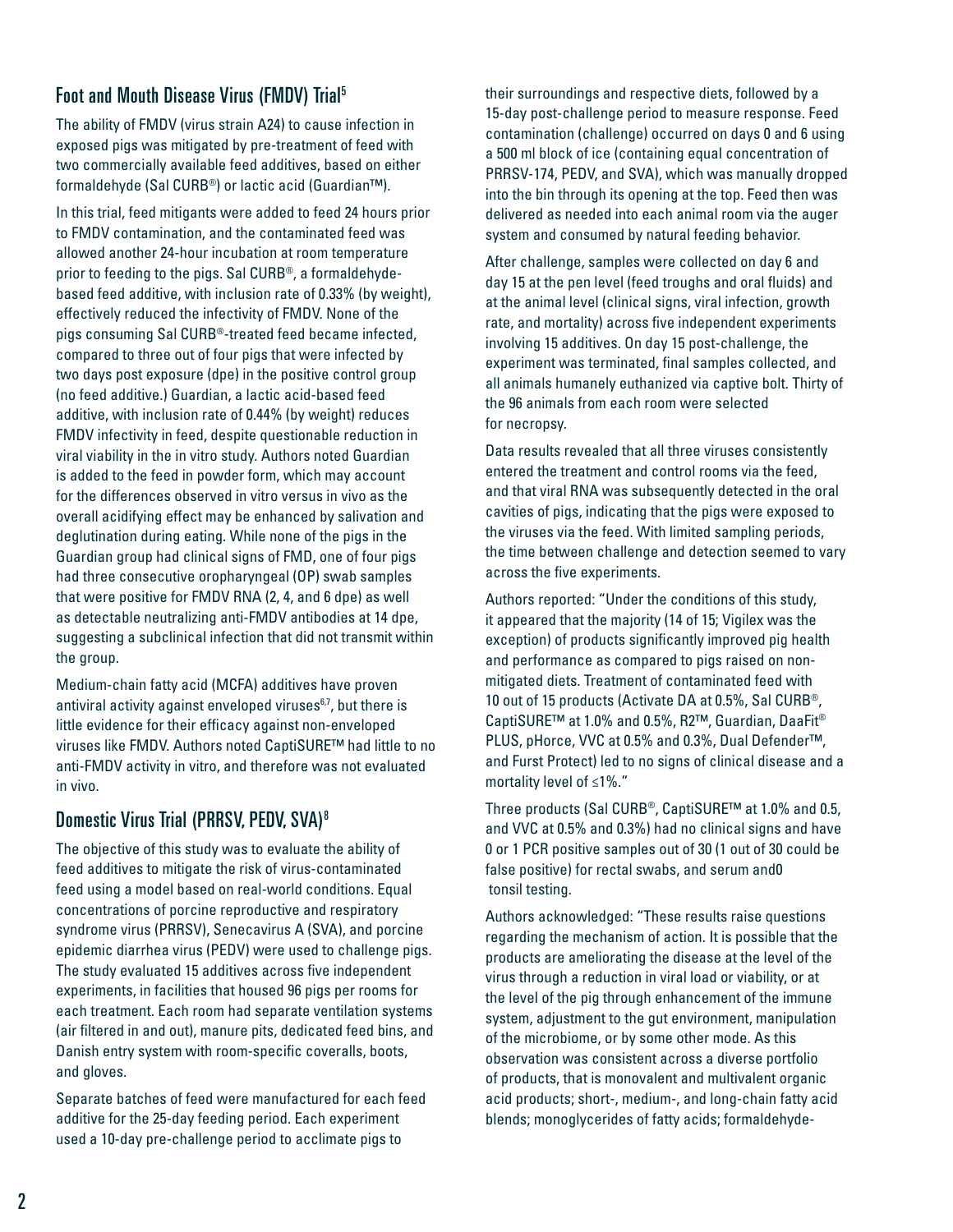## Foot and Mouth Disease Virus (FMDV) Trial[5]

The ability of FMDV (virus strain A24) to cause infection in exposed pigs was mitigated by pre-treatment of feed with two commercially available feed additives, based on either formaldehyde (Sal CURB®) or lactic acid (Guardian™).

In this trial, feed mitigants were added to feed 24 hours prior to FMDV contamination, and the contaminated feed was allowed another 24-hour incubation at room temperature prior to feeding to the pigs. Sal CURB®, a formaldehyde-based feed additive, with inclusion rate of 0.33% (by weight), effectively reduced the infectivity of FMDV. None of the pigs consuming Sal CURB®-treated feed became infected, compared to three out of four pigs that were infected by two days post exposure (dpe) in the positive control group (no feed additive.) Guardian, a lactic acid-based feed additive, with inclusion rate of 0.44% (by weight) reduces FMDV infectivity in feed, despite questionable reduction in viral viability in the in vitro study. Authors noted Guardian is added to the feed in powder form, which may account for the differences observed in vitro versus in vivo as the overall acidifying effect may be enhanced by salivation and deglutination during eating. While none of the pigs in the Guardian group had clinical signs of FMD, one of four pigs had three consecutive oropharyngeal (OP) swab samples that were positive for FMDV RNA (2, 4, and 6 dpe) as well as detectable neutralizing anti-FMDV antibodies at 14 dpe, suggesting a subclinical infection that did not transmit within the group.

Medium-chain fatty acid (MCFA) additives have proven antiviral activity against enveloped viruses[6,7], but there is little evidence for their efficacy against non-enveloped viruses like FMDV. Authors noted CaptiSURE™ had little to no anti-FMDV activity in vitro, and therefore was not evaluated in vivo.

## Domestic Virus Trial (PRRSV, PEDV, SVA)[8]

The objective of this study was to evaluate the ability of feed additives to mitigate the risk of virus-contaminated feed using a model based on real-world conditions. Equal concentrations of porcine reproductive and respiratory syndrome virus (PRRSV), Senecavirus A (SVA), and porcine epidemic diarrhea virus (PEDV) were used to challenge pigs. The study evaluated 15 additives across five independent experiments, in facilities that housed 96 pigs per rooms for each treatment. Each room had separate ventilation systems (air filtered in and out), manure pits, dedicated feed bins, and Danish entry system with room-specific coveralls, boots, and gloves.

Separate batches of feed were manufactured for each feed additive for the 25-day feeding period. Each experiment used a 10-day pre-challenge period to acclimate pigs to their surroundings and respective diets, followed by a 15-day post-challenge period to measure response. Feed contamination (challenge) occurred on days 0 and 6 using a 500 ml block of ice (containing equal concentration of PRRSV-174, PEDV, and SVA), which was manually dropped into the bin through its opening at the top. Feed then was delivered as needed into each animal room via the auger system and consumed by natural feeding behavior.

After challenge, samples were collected on day 6 and day 15 at the pen level (feed troughs and oral fluids) and at the animal level (clinical signs, viral infection, growth rate, and mortality) across five independent experiments involving 15 additives. On day 15 post-challenge, the experiment was terminated, final samples collected, and all animals humanely euthanized via captive bolt. Thirty of the 96 animals from each room were selected for necropsy.

Data results revealed that all three viruses consistently entered the treatment and control rooms via the feed, and that viral RNA was subsequently detected in the oral cavities of pigs, indicating that the pigs were exposed to the viruses via the feed. With limited sampling periods, the time between challenge and detection seemed to vary across the five experiments.

Authors reported: "Under the conditions of this study, it appeared that the majority (14 of 15; Vigilex was the exception) of products significantly improved pig health and performance as compared to pigs raised on non-mitigated diets. Treatment of contaminated feed with 10 out of 15 products (Activate DA at 0.5%, Sal CURB®, CaptiSURE™ at 1.0% and 0.5%, R2™, Guardian, DaaFit® PLUS, pHorce, VVC at 0.5% and 0.3%, Dual Defender™, and Furst Protect) led to no signs of clinical disease and a mortality level of ≤1%."

Three products (Sal CURB®, CaptiSURE™ at 1.0% and 0.5, and VVC at 0.5% and 0.3%) had no clinical signs and have 0 or 1 PCR positive samples out of 30 (1 out of 30 could be false positive) for rectal swabs, and serum and0 tonsil testing.

Authors acknowledged: "These results raise questions regarding the mechanism of action. It is possible that the products are ameliorating the disease at the level of the virus through a reduction in viral load or viability, or at the level of the pig through enhancement of the immune system, adjustment to the gut environment, manipulation of the microbiome, or by some other mode. As this observation was consistent across a diverse portfolio of products, that is monovalent and multivalent organic acid products; short-, medium-, and long-chain fatty acid blends; monoglycerides of fatty acids; formaldehyde-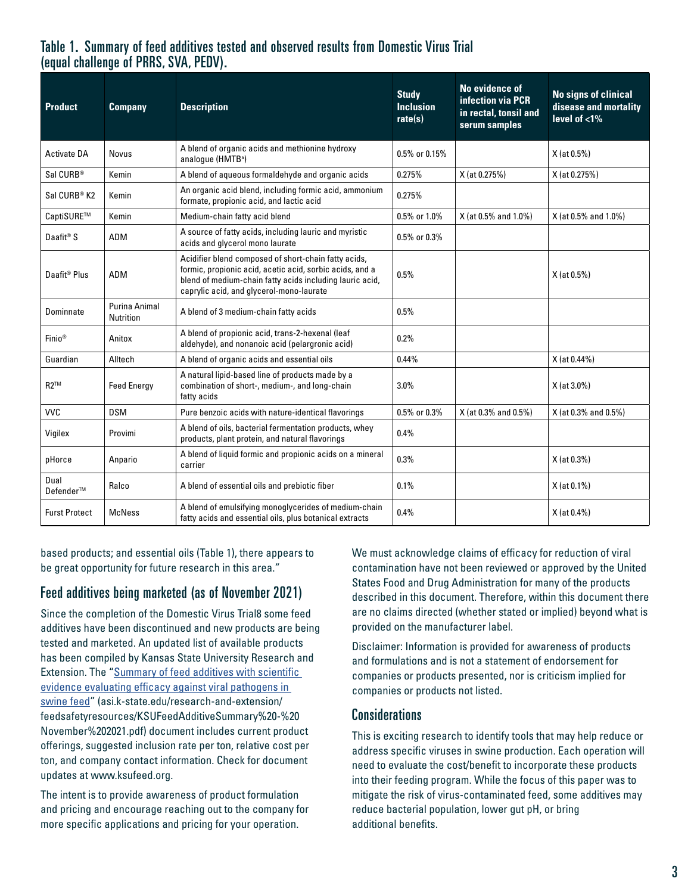### Table 1. Summary of feed additives tested and observed results from Domestic Virus Trial (equal challenge of PRRS, SVA, PEDV).

| Product | Company | Description | Study Inclusion rate(s) | No evidence of infection via PCR in rectal, tonsil and serum samples | No signs of clinical disease and mortality level of <1% |
|---|---|---|---|---|---|
| Activate DA | Novus | A blend of organic acids and methionine hydroxy analogue (HMTB[a]) | 0.5% or 0.15% | | X (at 0.5%) |
| Sal CURB® | Kemin | A blend of aqueous formaldehyde and organic acids | 0.275% | X (at 0.275%) | X (at 0.275%) |
| Sal CURB® K2 | Kemin | An organic acid blend, including formic acid, ammonium formate, propionic acid, and lactic acid | 0.275% | | |
| CaptiSURE™ | Kemin | Medium-chain fatty acid blend | 0.5% or 1.0% | X (at 0.5% and 1.0%) | X (at 0.5% and 1.0%) |
| Daafit® S | ADM | A source of fatty acids, including lauric and myristic acids and glycerol mono laurate | 0.5% or 0.3% | | |
| Daafit® Plus | ADM | Acidifier blend composed of short-chain fatty acids, formic, propionic acid, acetic acid, sorbic acids, and a blend of medium-chain fatty acids including lauric acid, caprylic acid, and glycerol-mono-laurate | 0.5% | | X (at 0.5%) |
| Dominnate | Purina Animal Nutrition | A blend of 3 medium-chain fatty acids | 0.5% | | |
| Finio® | Anitox | A blend of propionic acid, trans-2-hexenal (leaf aldehyde), and nonanoic acid (pelargronic acid) | 0.2% | | |
| Guardian | Alltech | A blend of organic acids and essential oils | 0.44% | | X (at 0.44%) |
| R2™ | Feed Energy | A natural lipid-based line of products made by a combination of short-, medium-, and long-chain fatty acids | 3.0% | | X (at 3.0%) |
| VVC | DSM | Pure benzoic acids with nature-identical flavorings | 0.5% or 0.3% | X (at 0.3% and 0.5%) | X (at 0.3% and 0.5%) |
| Vigilex | Provimi | A blend of oils, bacterial fermentation products, whey products, plant protein, and natural flavorings | 0.4% | | |
| pHorce | Anpario | A blend of liquid formic and propionic acids on a mineral carrier | 0.3% | | X (at 0.3%) |
| Dual Defender™ | Ralco | A blend of essential oils and prebiotic fiber | 0.1% | | X (at 0.1%) |
| Furst Protect | McNess | A blend of emulsifying monoglycerides of medium-chain fatty acids and essential oils, plus botanical extracts | 0.4% | | X (at 0.4%) |

based products; and essential oils (Table 1), there appears to be great opportunity for future research in this area."

## Feed additives being marketed (as of November 2021)

Since the completion of the Domestic Virus Trial8 some feed additives have been discontinued and new products are being tested and marketed. An updated list of available products has been compiled by Kansas State University Research and Extension. The "Summary of feed additives with scientific evidence evaluating efficacy against viral pathogens in swine feed" (asi.k-state.edu/research-and-extension/feedsafetyresources/KSUFeedAdditiveSummary%20-%20November%202021.pdf) document includes current product offerings, suggested inclusion rate per ton, relative cost per ton, and company contact information. Check for document updates at www.ksufeed.org.

The intent is to provide awareness of product formulation and pricing and encourage reaching out to the company for more specific applications and pricing for your operation.

We must acknowledge claims of efficacy for reduction of viral contamination have not been reviewed or approved by the United States Food and Drug Administration for many of the products described in this document. Therefore, within this document there are no claims directed (whether stated or implied) beyond what is provided on the manufacturer label.

Disclaimer: Information is provided for awareness of products and formulations and is not a statement of endorsement for companies or products presented, nor is criticism implied for companies or products not listed.

## Considerations

This is exciting research to identify tools that may help reduce or address specific viruses in swine production. Each operation will need to evaluate the cost/benefit to incorporate these products into their feeding program. While the focus of this paper was to mitigate the risk of virus-contaminated feed, some additives may reduce bacterial population, lower gut pH, or bring additional benefits.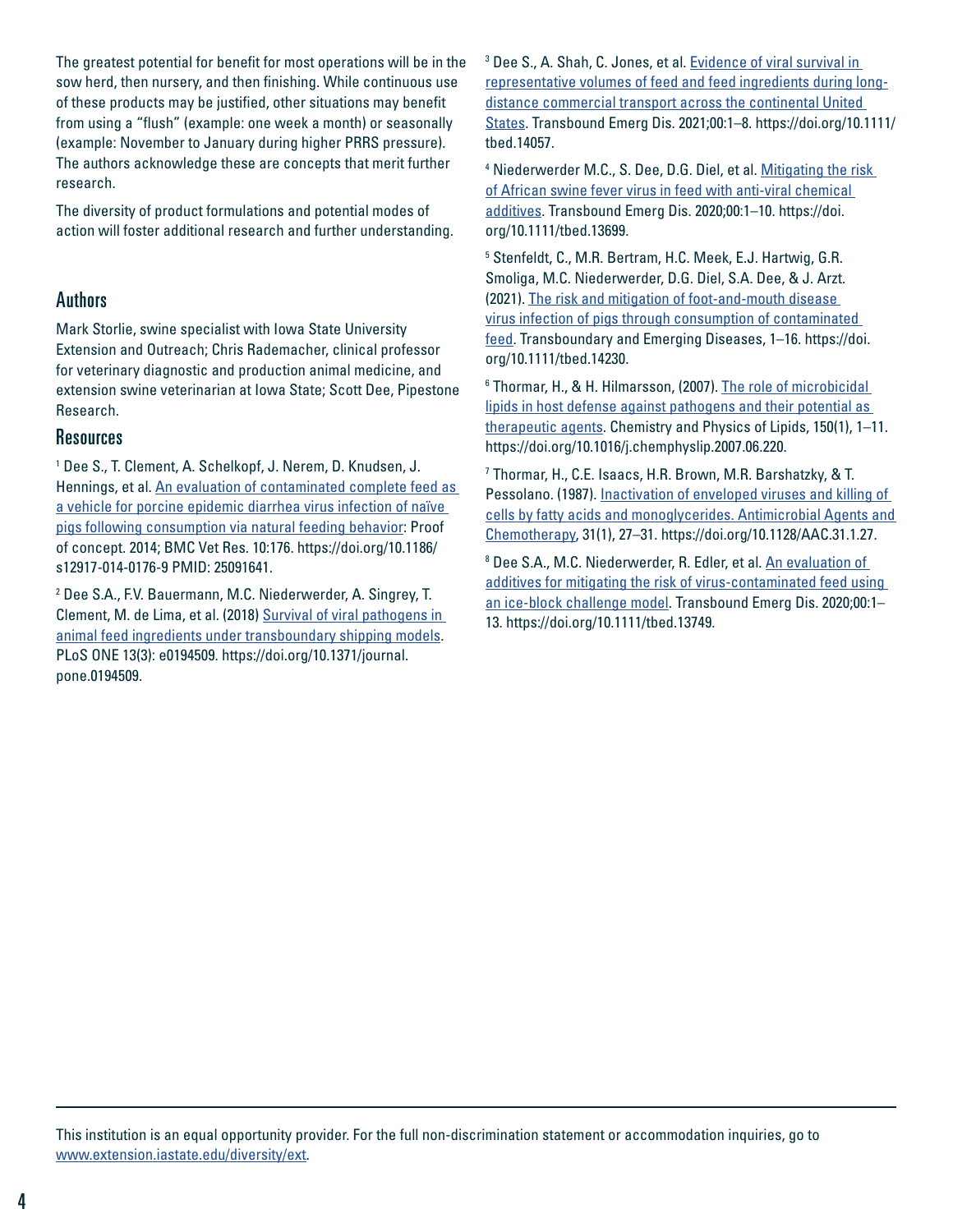The greatest potential for benefit for most operations will be in the sow herd, then nursery, and then finishing. While continuous use of these products may be justified, other situations may benefit from using a "flush" (example: one week a month) or seasonally (example: November to January during higher PRRS pressure). The authors acknowledge these are concepts that merit further research.

The diversity of product formulations and potential modes of action will foster additional research and further understanding.

## Authors

Mark Storlie, swine specialist with Iowa State University Extension and Outreach; Chris Rademacher, clinical professor for veterinary diagnostic and production animal medicine, and extension swine veterinarian at Iowa State; Scott Dee, Pipestone Research.

## Resources

[1] Dee S., T. Clement, A. Schelkopf, J. Nerem, D. Knudsen, J. Hennings, et al. An evaluation of contaminated complete feed as a vehicle for porcine epidemic diarrhea virus infection of naïve pigs following consumption via natural feeding behavior: Proof of concept. 2014; BMC Vet Res. 10:176. https://doi.org/10.1186/s12917-014-0176-9 PMID: 25091641.

[2] Dee S.A., F.V. Bauermann, M.C. Niederwerder, A. Singrey, T. Clement, M. de Lima, et al. (2018) Survival of viral pathogens in animal feed ingredients under transboundary shipping models. PLoS ONE 13(3): e0194509. https://doi.org/10.1371/journal.pone.0194509.

[3] Dee S., A. Shah, C. Jones, et al. Evidence of viral survival in representative volumes of feed and feed ingredients during long-distance commercial transport across the continental United States. Transbound Emerg Dis. 2021;00:1–8. https://doi.org/10.1111/tbed.14057.

[4] Niederwerder M.C., S. Dee, D.G. Diel, et al. Mitigating the risk of African swine fever virus in feed with anti-viral chemical additives. Transbound Emerg Dis. 2020;00:1–10. https://doi.org/10.1111/tbed.13699.

[5] Stenfeldt, C., M.R. Bertram, H.C. Meek, E.J. Hartwig, G.R. Smoliga, M.C. Niederwerder, D.G. Diel, S.A. Dee, & J. Arzt. (2021). The risk and mitigation of foot-and-mouth disease virus infection of pigs through consumption of contaminated feed. Transboundary and Emerging Diseases, 1–16. https://doi.org/10.1111/tbed.14230.

[6] Thormar, H., & H. Hilmarsson, (2007). The role of microbicidal lipids in host defense against pathogens and their potential as therapeutic agents. Chemistry and Physics of Lipids, 150(1), 1–11. https://doi.org/10.1016/j.chemphyslip.2007.06.220.

[7] Thormar, H., C.E. Isaacs, H.R. Brown, M.R. Barshatzky, & T. Pessolano. (1987). Inactivation of enveloped viruses and killing of cells by fatty acids and monoglycerides. Antimicrobial Agents and Chemotherapy, 31(1), 27–31. https://doi.org/10.1128/AAC.31.1.27.

[8] Dee S.A., M.C. Niederwerder, R. Edler, et al. An evaluation of additives for mitigating the risk of virus-contaminated feed using an ice-block challenge model. Transbound Emerg Dis. 2020;00:1–13. https://doi.org/10.1111/tbed.13749.

This institution is an equal opportunity provider. For the full non-discrimination statement or accommodation inquiries, go to www.extension.iastate.edu/diversity/ext.